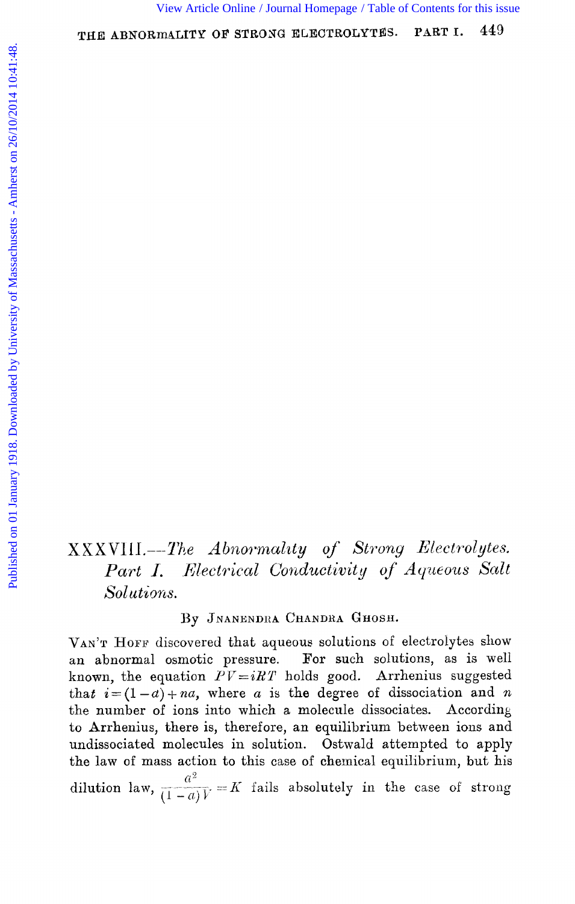# XXXVIII.—*The Abnormality of Strong Electrolytes. Part I. Electrical Conductivity of Aqueous Salt Solutions.*

By Jnanendra Chandra Ghosh.

Van't Hoff discovered that aqueous solutions of electrolytes show an abnormal osmotic pressure. For such solutions, as is well known, the equation $PV = iRT$ holds good. Arrhenius suggested that $i = (1 - a) + na$, where $a$ is the degree of dissociation and $n$ the number of ions into which a molecule dissociates. According to Arrhenius, there is, therefore, an equilibrium between ions and undissociated molecules in solution. Ostwald attempted to apply the law of mass action to this case of chemical equilibrium, but his dilution law, $\frac{a^2}{(1-a)V} = K$ fails absolutely in the case of strong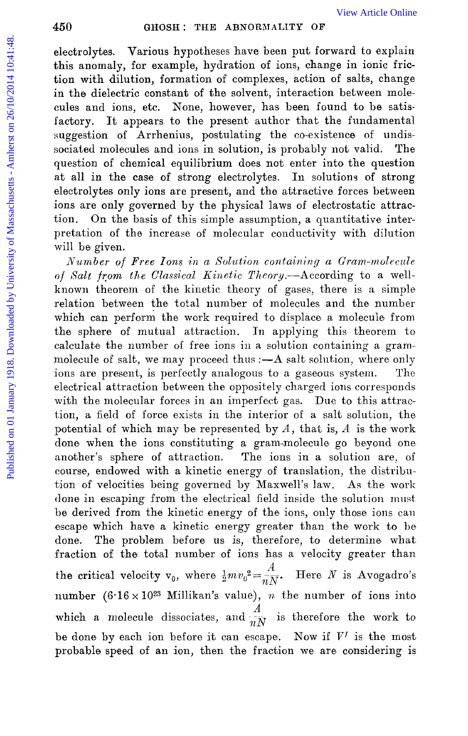electrolytes. Various hypotheses have been put forward to explain this anomaly, for example, hydration of ions, change in ionic friction with dilution, formation of complexes, action of salts, change in the dielectric constant of the solvent, interaction between molecules and ions, etc. None, however, has been found to be satisfactory. It appears to the present author that the fundamental suggestion of Arrhenius, postulating the co-existence of undissociated molecules and ions in solution, is probably not valid. The question of chemical equilibrium does not enter into the question at all in the case of strong electrolytes. In solutions of strong electrolytes only ions are present, and the attractive forces between ions are only governed by the physical laws of electrostatic attraction. On the basis of this simple assumption, a quantitative interpretation of the increase of molecular conductivity with dilution will be given.

*Number of Free Ions in a Solution containing a Gram-molecule of Salt from the Classical Kinetic Theory.*—According to a well-known theorem of the kinetic theory of gases, there is a simple relation between the total number of molecules and the number which can perform the work required to displace a molecule from the sphere of mutual attraction. In applying this theorem to calculate the number of free ions in a solution containing a gram-molecule of salt, we may proceed thus:—A salt solution, where only ions are present, is perfectly analogous to a gaseous system. The electrical attraction between the oppositely charged ions corresponds with the molecular forces in an imperfect gas. Due to this attraction, a field of force exists in the interior of a salt solution, the potential of which may be represented by $A$, that is, $A$ is the work done when the ions constituting a gram-molecule go beyond one another's sphere of attraction. The ions in a solution are, of course, endowed with a kinetic energy of translation, the distribution of velocities being governed by Maxwell's law. As the work done in escaping from the electrical field inside the solution must be derived from the kinetic energy of the ions, only those ions can escape which have a kinetic energy greater than the work to be done. The problem before us is, therefore, to determine what fraction of the total number of ions has a velocity greater than the critical velocity $v_0$, where $\frac{1}{2}mv_0^2 = \frac{A}{nN}$. Here $N$ is Avogadro's number ($6 \cdot 16 \times 10^{23}$ Millikan's value), $n$ the number of ions into which a molecule dissociates, and $\frac{A}{nN}$ is therefore the work to be done by each ion before it can escape. Now if $V'$ is the most probable speed of an ion, then the fraction we are considering is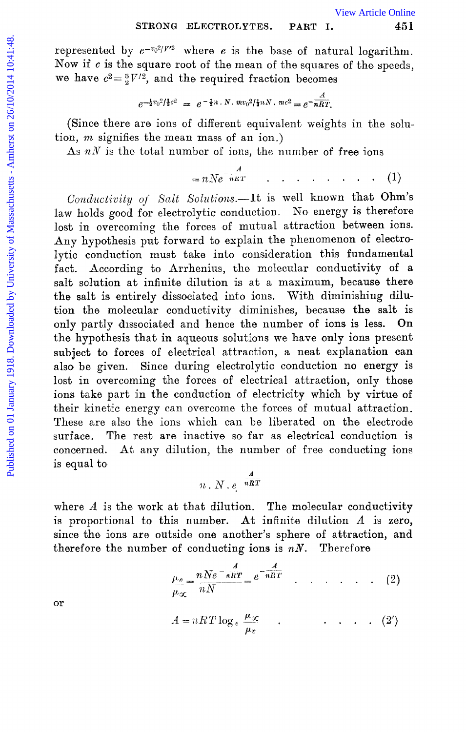represented by $e^{-v_0^2/V'^2}$ where $e$ is the base of natural logarithm. Now if $c$ is the square root of the mean of the squares of the speeds, we have $c^2 = \frac{3}{2}V'^2$, and the required fraction becomes

$$e^{-\frac{3}{2}v_0^2/\frac{3}{2}c^2} = e^{-\frac{1}{2}n \cdot N \cdot mv_0^2/\frac{1}{2}nN \cdot mc^2} = e^{-\frac{A}{nRT}}.$$

(Since there are ions of different equivalent weights in the solution, $m$ signifies the mean mass of an ion.)

As $nN$ is the total number of ions, the number of free ions

$$= nNe^{-\frac{A}{nRT}} \quad . \quad . \quad . \quad . \quad . \quad . \quad . \quad . \quad . \quad (1)$$

*Conductivity of Salt Solutions.*—It is well known that Ohm's law holds good for electrolytic conduction. No energy is therefore lost in overcoming the forces of mutual attraction between ions. Any hypothesis put forward to explain the phenomenon of electrolytic conduction must take into consideration this fundamental fact. According to Arrhenius, the molecular conductivity of a salt solution at infinite dilution is at a maximum, because there the salt is entirely dissociated into ions. With diminishing dilution the molecular conductivity diminishes, because the salt is only partly dissociated and hence the number of ions is less. On the hypothesis that in aqueous solutions we have only ions present subject to forces of electrical attraction, a neat explanation can also be given. Since during electrolytic conduction no energy is lost in overcoming the forces of electrical attraction, only those ions take part in the conduction of electricity which by virtue of their kinetic energy can overcome the forces of mutual attraction. These are also the ions which can be liberated on the electrode surface. The rest are inactive so far as electrical conduction is concerned. At any dilution, the number of free conducting ions is equal to

$$n \cdot N \cdot e^{-\frac{A}{nRT}}$$

where $A$ is the work at that dilution. The molecular conductivity is proportional to this number. At infinite dilution $A$ is zero, since the ions are outside one another's sphere of attraction, and therefore the number of conducting ions is $nN$. Therefore

$$\frac{\mu_v}{\mu_\infty} = \frac{nNe^{-\frac{A}{nRT}}}{nN} = e^{-\frac{A}{nRT}} \quad . \quad . \quad . \quad . \quad . \quad . \quad . \quad (2)$$

or

$$A = nRT \log_e \frac{\mu_\infty}{\mu_v} \quad . \quad . \quad . \quad . \quad . \quad (2')$$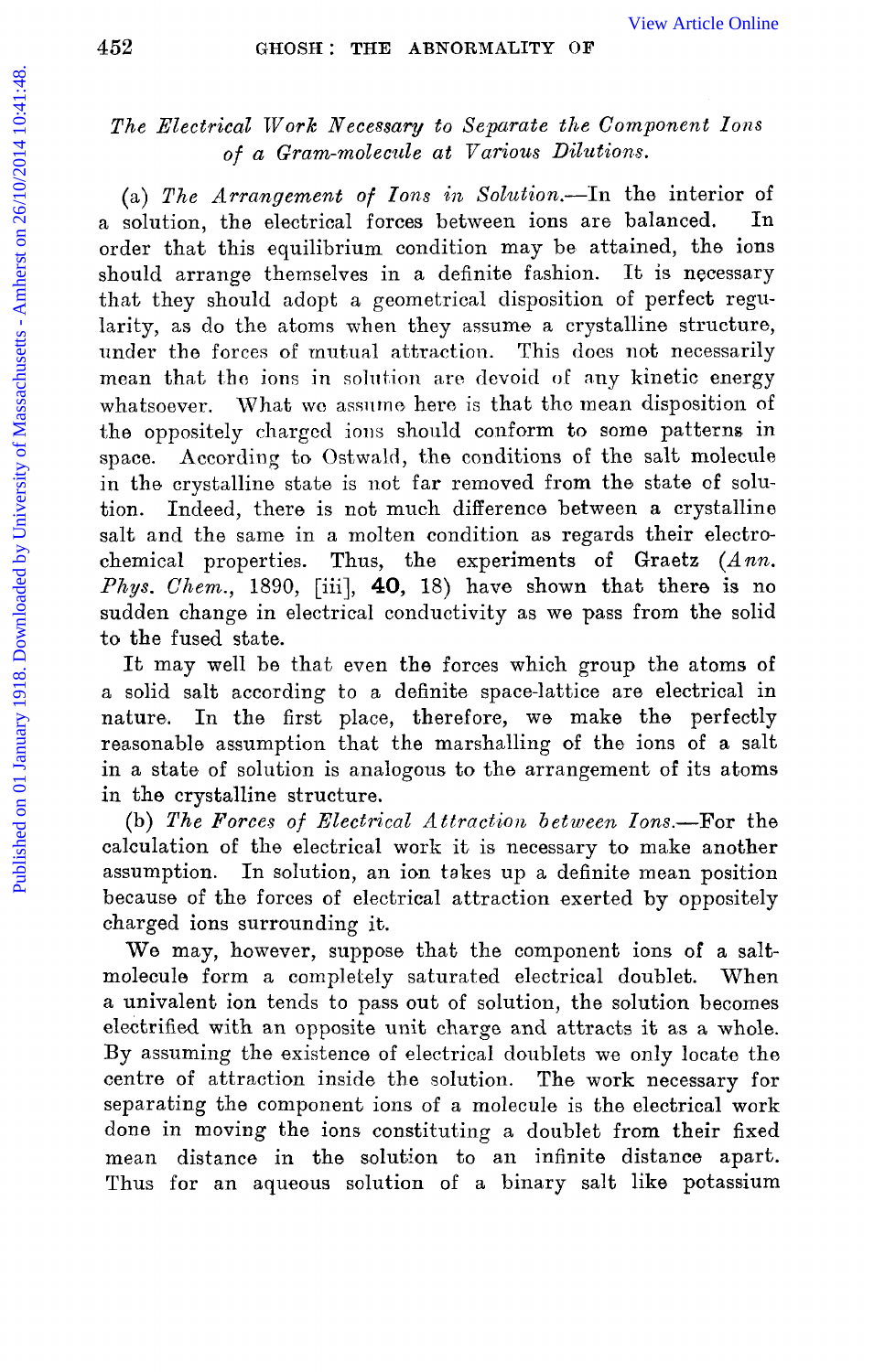*The Electrical Work Necessary to Separate the Component Ions of a Gram-molecule at Various Dilutions.*

(a) *The Arrangement of Ions in Solution.*—In the interior of a solution, the electrical forces between ions are balanced. In order that this equilibrium condition may be attained, the ions should arrange themselves in a definite fashion. It is necessary that they should adopt a geometrical disposition of perfect regularity, as do the atoms when they assume a crystalline structure, under the forces of mutual attraction. This does not necessarily mean that the ions in solution are devoid of any kinetic energy whatsoever. What we assume here is that the mean disposition of the oppositely charged ions should conform to some patterns in space. According to Ostwald, the conditions of the salt molecule in the crystalline state is not far removed from the state of solution. Indeed, there is not much difference between a crystalline salt and the same in a molten condition as regards their electrochemical properties. Thus, the experiments of Graetz (*Ann. Phys. Chem.*, 1890, [iii], **40**, 18) have shown that there is no sudden change in electrical conductivity as we pass from the solid to the fused state.

It may well be that even the forces which group the atoms of a solid salt according to a definite space-lattice are electrical in nature. In the first place, therefore, we make the perfectly reasonable assumption that the marshalling of the ions of a salt in a state of solution is analogous to the arrangement of its atoms in the crystalline structure.

(b) *The Forces of Electrical Attraction between Ions.*—For the calculation of the electrical work it is necessary to make another assumption. In solution, an ion takes up a definite mean position because of the forces of electrical attraction exerted by oppositely charged ions surrounding it.

We may, however, suppose that the component ions of a salt-molecule form a completely saturated electrical doublet. When a univalent ion tends to pass out of solution, the solution becomes electrified with an opposite unit charge and attracts it as a whole. By assuming the existence of electrical doublets we only locate the centre of attraction inside the solution. The work necessary for separating the component ions of a molecule is the electrical work done in moving the ions constituting a doublet from their fixed mean distance in the solution to an infinite distance apart. Thus for an aqueous solution of a binary salt like potassium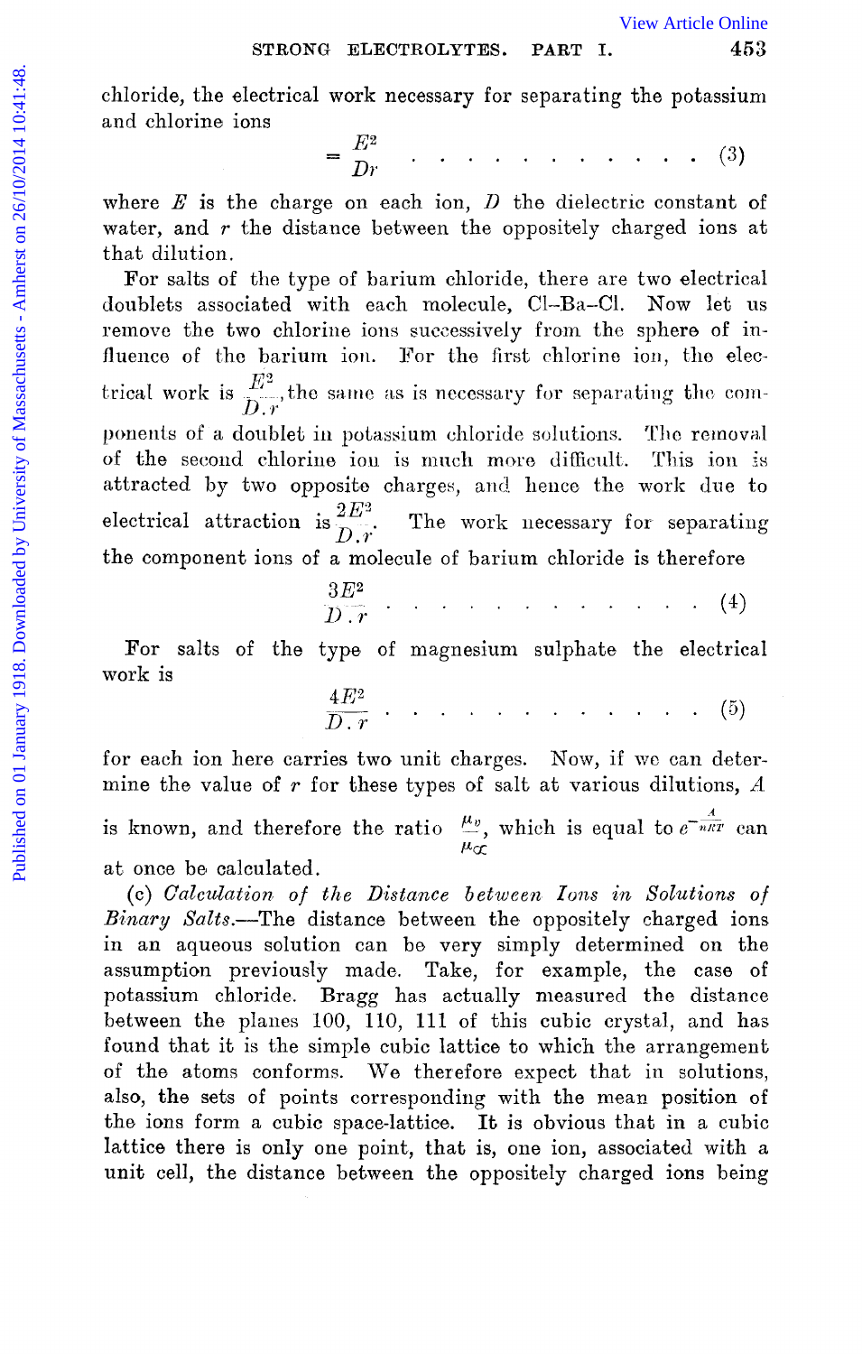chloride, the electrical work necessary for separating the potassium and chlorine ions

$$= \frac{E^2}{Dr} \quad . \quad . \quad . \quad . \quad . \quad . \quad . \quad . \quad . \quad . \quad . \quad (3)$$

where $E$ is the charge on each ion, $D$ the dielectric constant of water, and $r$ the distance between the oppositely charged ions at that dilution.

For salts of the type of barium chloride, there are two electrical doublets associated with each molecule, Cl–Ba–Cl. Now let us remove the two chlorine ions successively from the sphere of influence of the barium ion. For the first chlorine ion, the electrical work is $\frac{E^2}{D.r}$, the same as is necessary for separating the components of a doublet in potassium chloride solutions. The removal of the second chlorine ion is much more difficult. This ion is attracted by two opposite charges, and hence the work due to electrical attraction is $\frac{2E^2}{D.r}$. The work necessary for separating the component ions of a molecule of barium chloride is therefore

$$\frac{3E^2}{D.r} \quad . \quad . \quad . \quad . \quad . \quad . \quad . \quad . \quad . \quad . \quad . \quad (4)$$

For salts of the type of magnesium sulphate the electrical work is

$$\frac{4E^2}{D.r} \quad . \quad . \quad . \quad . \quad . \quad . \quad . \quad . \quad . \quad . \quad . \quad (5)$$

for each ion here carries two unit charges. Now, if we can determine the value of $r$ for these types of salt at various dilutions, $A$ is known, and therefore the ratio $\frac{\mu_v}{\mu_\infty}$, which is equal to $e^{-\frac{A}{nRT}}$ can at once be calculated.

(c) *Calculation of the Distance between Ions in Solutions of Binary Salts.*—The distance between the oppositely charged ions in an aqueous solution can be very simply determined on the assumption previously made. Take, for example, the case of potassium chloride. Bragg has actually measured the distance between the planes 100, 110, 111 of this cubic crystal, and has found that it is the simple cubic lattice to which the arrangement of the atoms conforms. We therefore expect that in solutions, also, the sets of points corresponding with the mean position of the ions form a cubic space-lattice. It is obvious that in a cubic lattice there is only one point, that is, one ion, associated with a unit cell, the distance between the oppositely charged ions being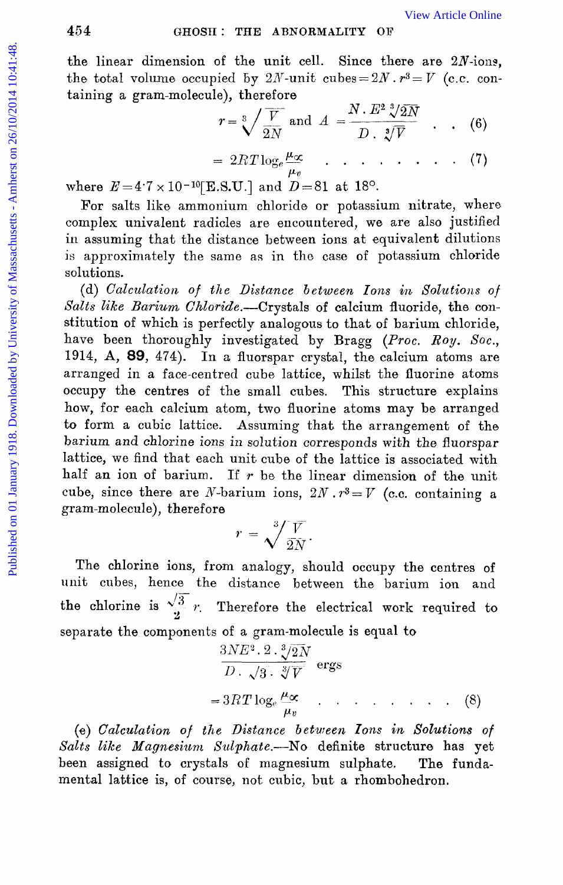the linear dimension of the unit cell. Since there are $2N$-ions, the total volume occupied by $2N$-unit cubes $= 2N \cdot r^3 = V$ (c.c. containing a gram-molecule), therefore

$$r = \sqrt[3]{\frac{V}{2N}} \text{ and } A = \frac{N \cdot E^2 \sqrt[3]{2N}}{D \cdot \sqrt[3]{V}} \quad . \quad . \quad (6)$$

$$= 2RT \log_e \frac{\mu_\infty}{\mu_v} \quad . \quad . \quad . \quad . \quad . \quad . \quad . \quad . \quad . \quad (7)$$

where $E = 4 \cdot 7 \times 10^{-10}$[E.S.U.] and $D = 81$ at 18°.

For salts like ammonium chloride or potassium nitrate, where complex univalent radicles are encountered, we are also justified in assuming that the distance between ions at equivalent dilutions is approximately the same as in the case of potassium chloride solutions.

(d) *Calculation of the Distance between Ions in Solutions of Salts like Barium Chloride.*—Crystals of calcium fluoride, the constitution of which is perfectly analogous to that of barium chloride, have been thoroughly investigated by Bragg (*Proc. Roy. Soc.*, 1914, A, **89**, 474). In a fluorspar crystal, the calcium atoms are arranged in a face-centred cube lattice, whilst the fluorine atoms occupy the centres of the small cubes. This structure explains how, for each calcium atom, two fluorine atoms may be arranged to form a cubic lattice. Assuming that the arrangement of the barium and chlorine ions in solution corresponds with the fluorspar lattice, we find that each unit cube of the lattice is associated with half an ion of barium. If $r$ be the linear dimension of the unit cube, since there are $N$-barium ions, $2N \cdot r^3 = V$ (c.c. containing a gram-molecule), therefore

$$r = \sqrt[3]{\frac{V}{2N}}.$$

The chlorine ions, from analogy, should occupy the centres of unit cubes, hence the distance between the barium ion and the chlorine is $\frac{\sqrt{3}}{2} r$. Therefore the electrical work required to separate the components of a gram-molecule is equal to

$$\frac{3NE^2 \cdot 2 \cdot \sqrt[3]{2N}}{D \cdot \sqrt{3} \cdot \sqrt[3]{V}} \text{ ergs}$$

$$= 3RT \log_e \frac{\mu_\infty}{\mu_v} \quad . \quad . \quad . \quad . \quad . \quad . \quad . \quad . \quad . \quad (8)$$

(e) *Calculation of the Distance between Ions in Solutions of Salts like Magnesium Sulphate.*—No definite structure has yet been assigned to crystals of magnesium sulphate. The fundamental lattice is, of course, not cubic, but a rhombohedron.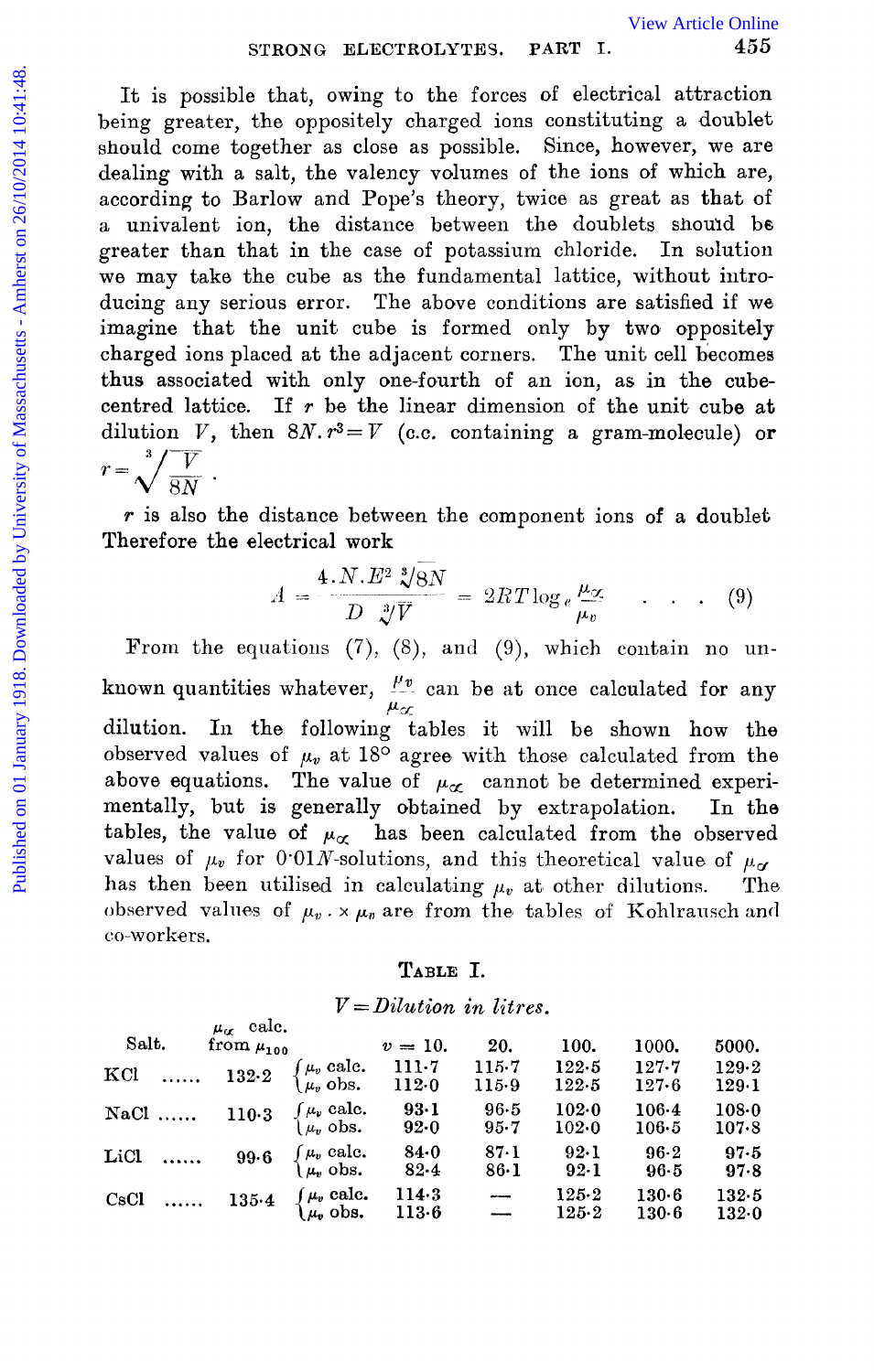It is possible that, owing to the forces of electrical attraction being greater, the oppositely charged ions constituting a doublet should come together as close as possible. Since, however, we are dealing with a salt, the valency volumes of the ions of which are, according to Barlow and Pope's theory, twice as great as that of a univalent ion, the distance between the doublets should be greater than that in the case of potassium chloride. In solution we may take the cube as the fundamental lattice, without introducing any serious error. The above conditions are satisfied if we imagine that the unit cube is formed only by two oppositely charged ions placed at the adjacent corners. The unit cell becomes thus associated with only one-fourth of an ion, as in the cube-centred lattice. If $r$ be the linear dimension of the unit cube at dilution $V$, then $8N.r^3 = V$ (c.c. containing a gram-molecule) or $r = \sqrt[3]{\frac{V}{8N}}$.

$r$ is also the distance between the component ions of a doublet Therefore the electrical work

$$A = \frac{4.N.E^2 \sqrt[3]{8N}}{D \sqrt[3]{V}} = 2RT \log_e \frac{\mu_\infty}{\mu_v} \quad . \quad . \quad . \quad (9)$$

From the equations (7), (8), and (9), which contain no unknown quantities whatever, $\frac{\mu_v}{\mu_\infty}$ can be at once calculated for any dilution. In the following tables it will be shown how the observed values of $\mu_v$ at 18° agree with those calculated from the above equations. The value of $\mu_\infty$ cannot be determined experimentally, but is generally obtained by extrapolation. In the tables, the value of $\mu_\infty$ has been calculated from the observed values of $\mu_v$ for $0{\cdot}01N$-solutions, and this theoretical value of $\mu_\infty$ has then been utilised in calculating $\mu_v$ at other dilutions. The observed values of $\mu_v . \times \mu_v$ are from the tables of Kohlrausch and co-workers.

TABLE I.

*V = Dilution in litres.*

| Salt. | $\mu_\infty$ calc. from $\mu_{100}$ | | $v$ = 10. | 20. | 100. | 1000. | 5000. |
|---|---|---|---|---|---|---|---|
| KCl ...... | 132·2 | $\mu_v$ calc. | 111·7 | 115·7 | 122·5 | 127·7 | 129·2 |
| | | $\mu_v$ obs. | 112·0 | 115·9 | 122·5 | 127·6 | 129·1 |
| NaCl ...... | 110·3 | $\mu_v$ calc. | 93·1 | 96·5 | 102·0 | 106·4 | 108·0 |
| | | $\mu_v$ obs. | 92·0 | 95·7 | 102·0 | 106·5 | 107·8 |
| LiCl ...... | 99·6 | $\mu_v$ calc. | 84·0 | 87·1 | 92·1 | 96·2 | 97·5 |
| | | $\mu_v$ obs. | 82·4 | 86·1 | 92·1 | 96·5 | 97·8 |
| CsCl ...... | 135·4 | $\mu_v$ calc. | 114·3 | — | 125·2 | 130·6 | 132·5 |
| | | $\mu_v$ obs. | 113·6 | — | 125·2 | 130·6 | 132·0 |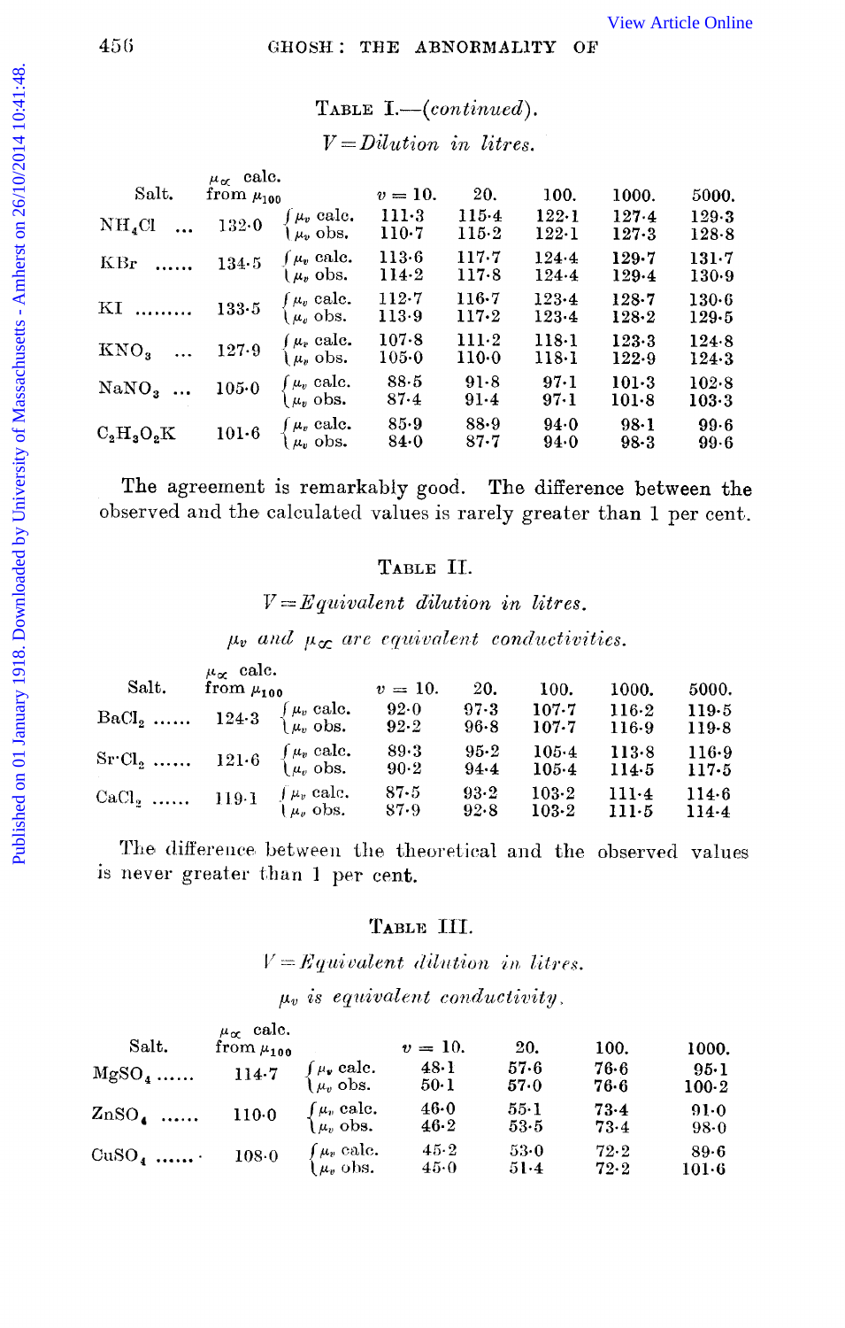TABLE I.—(*continued*).

*V = Dilution in litres.*

| Salt. | $\mu_\infty$ calc. from $\mu_{100}$ | | $v = 10.$ | 20. | 100. | 1000. | 5000. |
|---|---|---|---|---|---|---|---|
| $NH_4Cl$ ... | 132·0 | $\mu_v$ calc. | 111·3 | 115·4 | 122·1 | 127·4 | 129·3 |
| | | $\mu_v$ obs. | 110·7 | 115·2 | 122·1 | 127·3 | 128·8 |
| KBr ...... | 134·5 | $\mu_v$ calc. | 113·6 | 117·7 | 124·4 | 129·7 | 131·7 |
| | | $\mu_v$ obs. | 114·2 | 117·8 | 124·4 | 129·4 | 130·9 |
| KI ......... | 133·5 | $\mu_v$ calc. | 112·7 | 116·7 | 123·4 | 128·7 | 130·6 |
| | | $\mu_v$ obs. | 113·9 | 117·2 | 123·4 | 128·2 | 129·5 |
| $KNO_3$ ... | 127·9 | $\mu_v$ calc. | 107·8 | 111·2 | 118·1 | 123·3 | 124·8 |
| | | $\mu_v$ obs. | 105·0 | 110·0 | 118·1 | 122·9 | 124·3 |
| $NaNO_3$ ... | 105·0 | $\mu_v$ calc. | 88·5 | 91·8 | 97·1 | 101·3 | 102·8 |
| | | $\mu_v$ obs. | 87·4 | 91·4 | 97·1 | 101·8 | 103·3 |
| $C_2H_3O_2K$ | 101·6 | $\mu_v$ calc. | 85·9 | 88·9 | 94·0 | 98·1 | 99·6 |
| | | $\mu_v$ obs. | 84·0 | 87·7 | 94·0 | 98·3 | 99·6 |

The agreement is remarkably good. The difference between the observed and the calculated values is rarely greater than 1 per cent.

TABLE II.

*V = Equivalent dilution in litres.*

*$\mu_v$ and $\mu_\infty$ are equivalent conductivities.*

| Salt. | $\mu_\infty$ calc. from $\mu_{100}$ | | $v = 10.$ | 20. | 100. | 1000. | 5000. |
|---|---|---|---|---|---|---|---|
| $BaCl_2$ ...... | 124·3 | $\mu_v$ calc. | 92·0 | 97·3 | 107·7 | 116·2 | 119·5 |
| | | $\mu_v$ obs. | 92·2 | 96·8 | 107·7 | 116·9 | 119·8 |
| $SrCl_2$ ...... | 121·6 | $\mu_v$ calc. | 89·3 | 95·2 | 105·4 | 113·8 | 116·9 |
| | | $\mu_v$ obs. | 90·2 | 94·4 | 105·4 | 114·5 | 117·5 |
| $CaCl_2$ ...... | 119·1 | $\mu_v$ calc. | 87·5 | 93·2 | 103·2 | 111·4 | 114·6 |
| | | $\mu_v$ obs. | 87·9 | 92·8 | 103·2 | 111·5 | 114·4 |

The difference between the theoretical and the observed values is never greater than 1 per cent.

TABLE III.

*V = Equivalent dilution in litres.*

*$\mu_v$ is equivalent conductivity.*

| Salt. | $\mu_\infty$ calc. from $\mu_{100}$ | | $v = 10.$ | 20. | 100. | 1000. |
|---|---|---|---|---|---|---|
| $MgSO_4$ ...... | 114·7 | $\mu_v$ calc. | 48·1 | 57·6 | 76·6 | 95·1 |
| | | $\mu_v$ obs. | 50·1 | 57·0 | 76·6 | 100·2 |
| $ZnSO_4$ ...... | 110·0 | $\mu_v$ calc. | 46·0 | 55·1 | 73·4 | 91·0 |
| | | $\mu_v$ obs. | 46·2 | 53·5 | 73·4 | 98·0 |
| $CuSO_4$ ...... | 108·0 | $\mu_v$ calc. | 45·2 | 53·0 | 72·2 | 89·6 |
| | | $\mu_v$ obs. | 45·0 | 51·4 | 72·2 | 101·6 |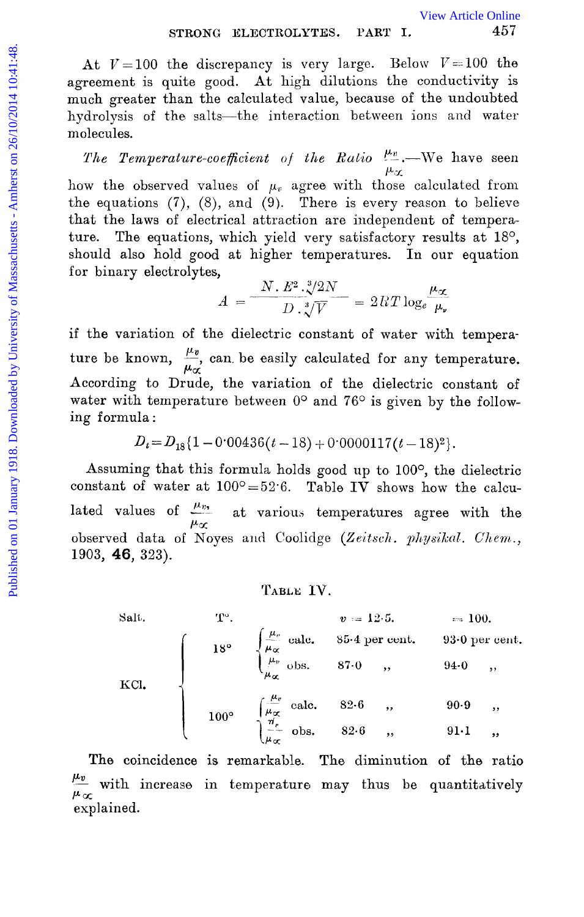At $V=100$ the discrepancy is very large. Below $V=100$ the agreement is quite good. At high dilutions the conductivity is much greater than the calculated value, because of the undoubted hydrolysis of the salts—the interaction between ions and water molecules.

*The Temperature-coefficient of the Ratio* $\frac{\mu_v}{\mu_\infty}$.—We have seen how the observed values of $\mu_v$ agree with those calculated from the equations (7), (8), and (9). There is every reason to believe that the laws of electrical attraction are independent of temperature. The equations, which yield very satisfactory results at 18°, should also hold good at higher temperatures. In our equation for binary electrolytes,

$$A = \frac{N \cdot E^2 \cdot \sqrt[3]{2N}}{D \cdot \sqrt[3]{V}} = 2RT \log_e \frac{\mu_\infty}{\mu_v}$$

if the variation of the dielectric constant of water with temperature be known, $\frac{\mu_v}{\mu_\infty}$, can be easily calculated for any temperature. According to Drude, the variation of the dielectric constant of water with temperature between 0° and 76° is given by the following formula:

$$D_t = D_{18}\{1 - 0{\cdot}00436(t-18) + 0{\cdot}0000117(t-18)^2\}.$$

Assuming that this formula holds good up to 100°, the dielectric constant of water at 100° = 52·6. Table IV shows how the calculated values of $\frac{\mu_v}{\mu_\infty}$, at various temperatures agree with the observed data of Noyes and Coolidge (*Zeitsch. physikal. Chem.*, 1903, **46**, 323).

TABLE IV.

| Salt. | T°. | | $v = 12{\cdot}5$. | $= 100$. |
|---|---|---|---|---|
| KCl. | 18° | $\frac{\mu_v}{\mu_\infty}$ calc. | 85·4 per cent. | 93·0 per cent. |
| | | $\frac{\mu_v}{\mu_\infty}$ obs. | 87·0 ,, | 94·0 ,, |
| | 100° | $\frac{\mu_v}{\mu_\infty}$ calc. | 82·6 ,, | 90·9 ,, |
| | | $\frac{\mu_v}{\mu_\infty}$ obs. | 82·6 ,, | 91·1 ,, |

The coincidence is remarkable. The diminution of the ratio $\frac{\mu_v}{\mu_\infty}$ with increase in temperature may thus be quantitatively explained.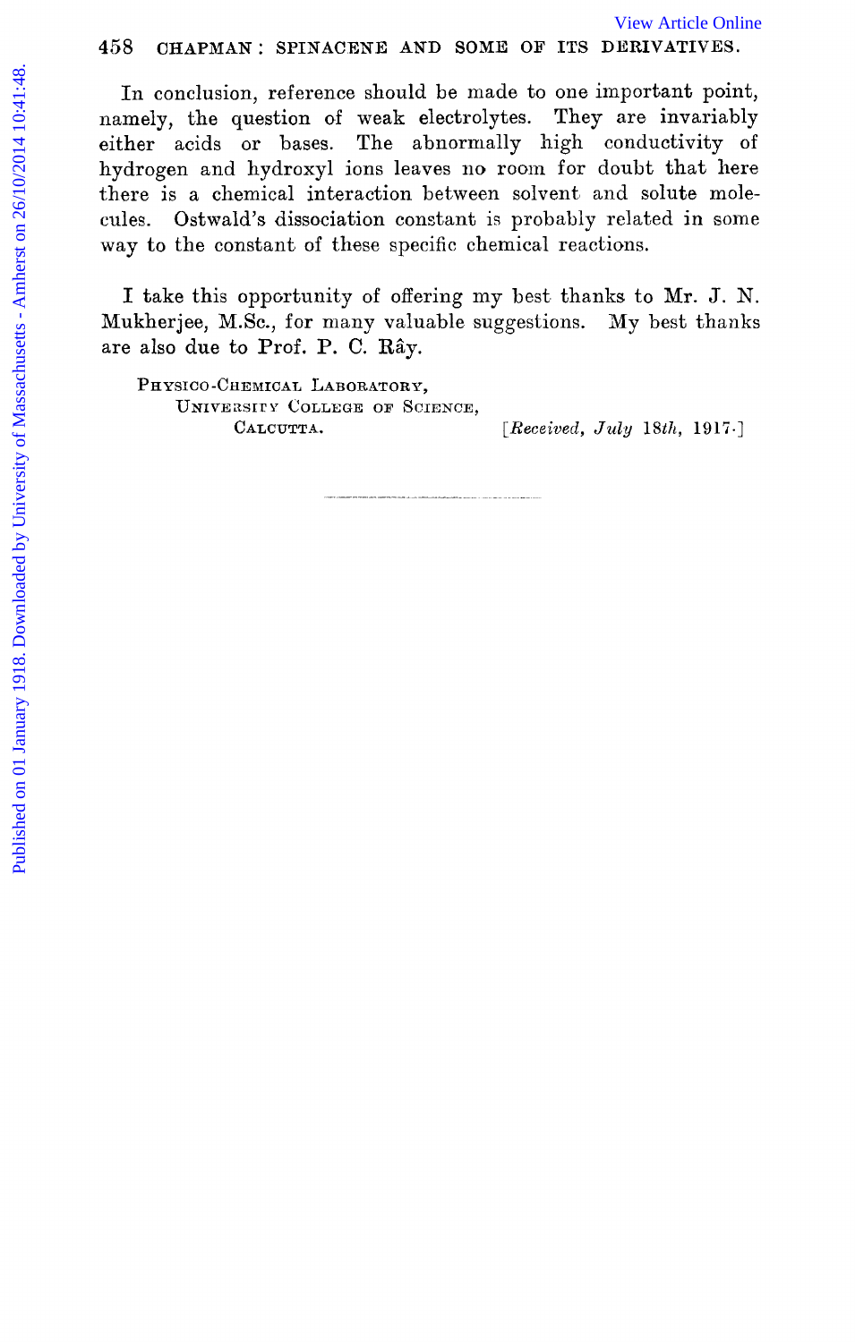In conclusion, reference should be made to one important point, namely, the question of weak electrolytes. They are invariably either acids or bases. The abnormally high conductivity of hydrogen and hydroxyl ions leaves no room for doubt that here there is a chemical interaction between solvent and solute molecules. Ostwald's dissociation constant is probably related in some way to the constant of these specific chemical reactions.

I take this opportunity of offering my best thanks to Mr. J. N. Mukherjee, M.Sc., for many valuable suggestions. My best thanks are also due to Prof. P. C. Rây.

PHYSICO-CHEMICAL LABORATORY,
UNIVERSITY COLLEGE OF SCIENCE,
CALCUTTA.

[*Received*, *July* 18*th*, 1917.]